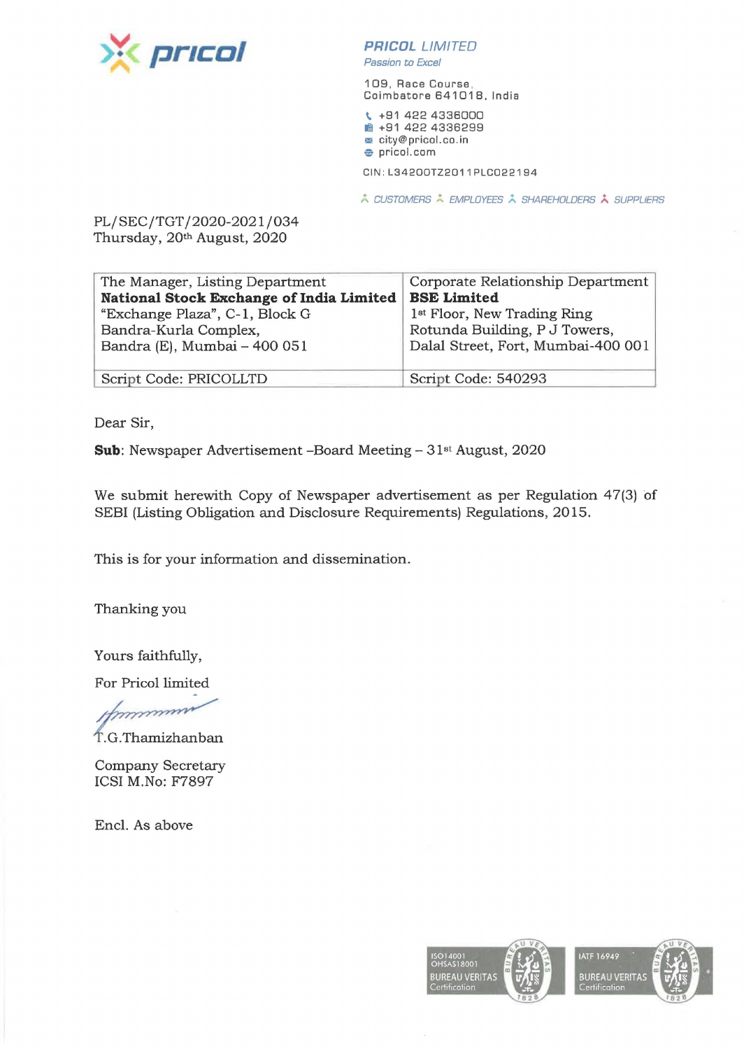pricol

**PRICOL LIMITED**
*Passion to Excel*

109, Race Course,
Coimbatore 641018, India

+91 422 4336000
+91 422 4336299
city@pricol.co.in
pricol.com

CIN: L34200TZ2011PLC022194

CUSTOMERS EMPLOYEES SHAREHOLDERS SUPPLIERS

PL/SEC/TGT/2020-2021/034
Thursday, 20th August, 2020

| The Manager, Listing Department<br>**National Stock Exchange of India Limited**<br>"Exchange Plaza", C-1, Block G<br>Bandra-Kurla Complex,<br>Bandra (E), Mumbai – 400 051 | Corporate Relationship Department<br>**BSE Limited**<br>1st Floor, New Trading Ring<br>Rotunda Building, P J Towers,<br>Dalal Street, Fort, Mumbai-400 001 |
|---|---|
| Script Code: PRICOLLTD | Script Code: 540293 |

Dear Sir,

**Sub**: Newspaper Advertisement –Board Meeting – 31st August, 2020

We submit herewith Copy of Newspaper advertisement as per Regulation 47(3) of SEBI (Listing Obligation and Disclosure Requirements) Regulations, 2015.

This is for your information and dissemination.

Thanking you

Yours faithfully,

For Pricol limited

T.G.Thamizhanban

Company Secretary
ICSI M.No: F7897

Encl. As above

ISO14001 OHSAS18001 BUREAU VERITAS Certification

IATF 16949 BUREAU VERITAS Certification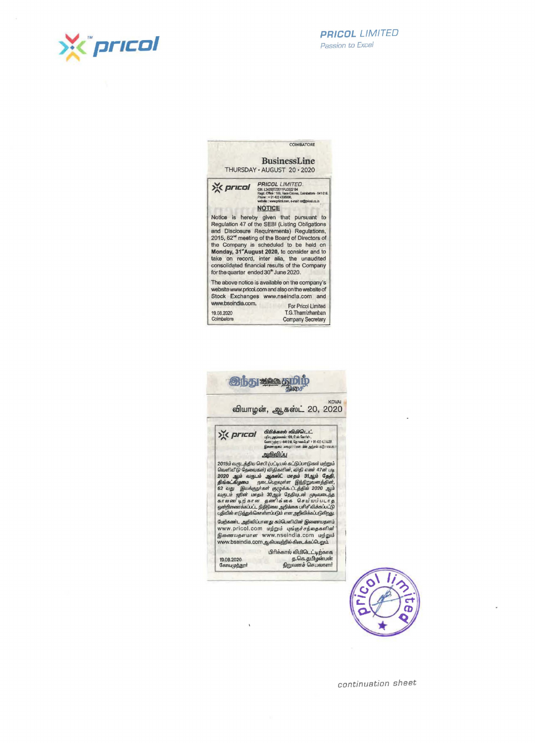PRICOL LIMITED
Passion to Excel

COIMBATORE

**BusinessLine**

THURSDAY • AUGUST 20 • 2020

PRICOL LIMITED
CIN: L34200TZ2011PLC022194
Regd. Office: 109, Race Course, Coimbatore - 641 018.
Phone: + 91 422 4336000,
website: www.pricol.com, e-mail: cs@pricol.co.in

## NOTICE

Notice is hereby given that pursuant to Regulation 47 of the SEBI (Listing Obligations and Disclosure Requirements) Regulations, 2015, 62nd meeting of the Board of Directors of the Company is scheduled to be held on **Monday, 31st August 2020**, to consider and to take on record, inter alia, the unaudited consolidated financial results of the Company for the quarter ended 30th June 2020.

The above notice is available on the company's website www.pricol.com and also on the website of Stock Exchanges www.nseindia.com and www.bseindia.com.

19.08.2020
Coimbatore

For Pricol Limited
T.G.Thamizhanban
Company Secretary

இந்து தமிழ் திசை

KOVAI

வியாழன், ஆகஸ்ட் 20, 2020

பிரிகால் லிமிடெட்

## அறிவிப்பு

2015ம் வருடத்திய செபி (பட்டியல் கட்டுப்பாடுகள் மற்றும் வெளியீட்டு தேவைகள்) விதிகளின், விதி எண் 47ன் படி **2020 ஆம் வருடம் ஆகஸ்ட் மாதம் 31ஆம் தேதி, திங்கட்கிழமை** நடைபெறவுள்ள இந்நிறுவனத்தின், 62 வது இயக்குநர்கள் குழுக்கூட்டத்தில் 2020 ஆம் வருடம் ஜூன் மாதம் 30ஆம் தேதியுடன் முடிவடைந்த காலாண்டிற்கான தணிக்கை செய்யப்படாத ஒன்றிணைக்கப்பட்ட நிதிநிலை அறிக்கை பரிசீலிக்கப்பட்டு பதிவில் எடுத்துக்கொள்ளப்படும் என அறிவிக்கப்படுகிறது.

மேற்கண்ட அறிவிப்பானது கம்பெனியின் இணையதளம் www.pricol.com மற்றும் பங்குச்சந்தைகளின் இணையதளமான www.nseindia.com மற்றும் www.bseindia.com ஆகியவற்றில் கிடைக்கப்பெறும்.

19.08.2020
கோயமுத்தூர்

பிரிக்கால் லிமிடெட்டிற்காக
த.கொ.தமிழன்பன்
நிறுவனச் செயலாளர்

continuation sheet